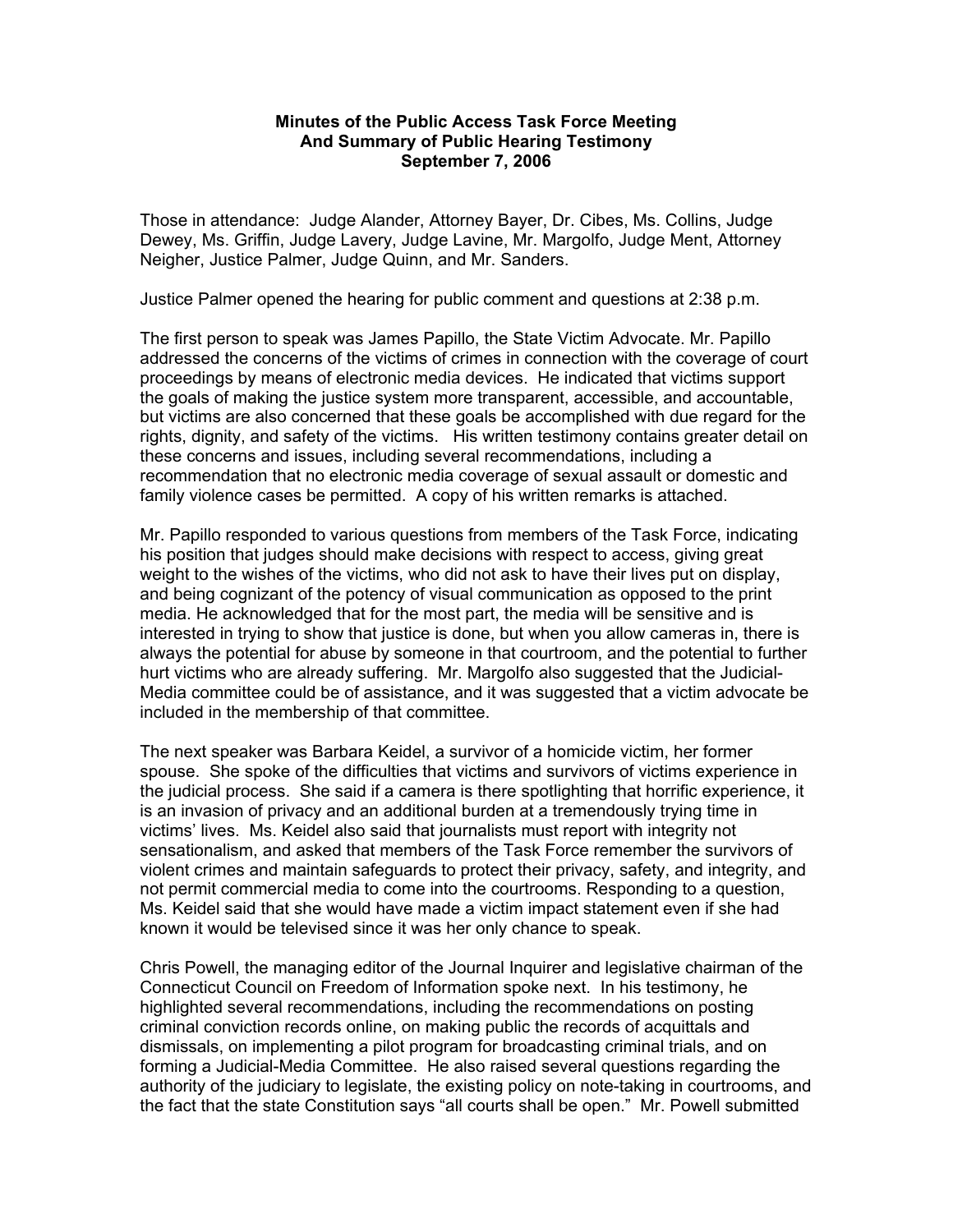**Minutes of the Public Access Task Force Meeting**
**And Summary of Public Hearing Testimony**
**September 7, 2006**

Those in attendance: Judge Alander, Attorney Bayer, Dr. Cibes, Ms. Collins, Judge Dewey, Ms. Griffin, Judge Lavery, Judge Lavine, Mr. Margolfo, Judge Ment, Attorney Neigher, Justice Palmer, Judge Quinn, and Mr. Sanders.

Justice Palmer opened the hearing for public comment and questions at 2:38 p.m.

The first person to speak was James Papillo, the State Victim Advocate. Mr. Papillo addressed the concerns of the victims of crimes in connection with the coverage of court proceedings by means of electronic media devices. He indicated that victims support the goals of making the justice system more transparent, accessible, and accountable, but victims are also concerned that these goals be accomplished with due regard for the rights, dignity, and safety of the victims. His written testimony contains greater detail on these concerns and issues, including several recommendations, including a recommendation that no electronic media coverage of sexual assault or domestic and family violence cases be permitted. A copy of his written remarks is attached.

Mr. Papillo responded to various questions from members of the Task Force, indicating his position that judges should make decisions with respect to access, giving great weight to the wishes of the victims, who did not ask to have their lives put on display, and being cognizant of the potency of visual communication as opposed to the print media. He acknowledged that for the most part, the media will be sensitive and is interested in trying to show that justice is done, but when you allow cameras in, there is always the potential for abuse by someone in that courtroom, and the potential to further hurt victims who are already suffering. Mr. Margolfo also suggested that the Judicial-Media committee could be of assistance, and it was suggested that a victim advocate be included in the membership of that committee.

The next speaker was Barbara Keidel, a survivor of a homicide victim, her former spouse. She spoke of the difficulties that victims and survivors of victims experience in the judicial process. She said if a camera is there spotlighting that horrific experience, it is an invasion of privacy and an additional burden at a tremendously trying time in victims' lives. Ms. Keidel also said that journalists must report with integrity not sensationalism, and asked that members of the Task Force remember the survivors of violent crimes and maintain safeguards to protect their privacy, safety, and integrity, and not permit commercial media to come into the courtrooms. Responding to a question, Ms. Keidel said that she would have made a victim impact statement even if she had known it would be televised since it was her only chance to speak.

Chris Powell, the managing editor of the Journal Inquirer and legislative chairman of the Connecticut Council on Freedom of Information spoke next. In his testimony, he highlighted several recommendations, including the recommendations on posting criminal conviction records online, on making public the records of acquittals and dismissals, on implementing a pilot program for broadcasting criminal trials, and on forming a Judicial-Media Committee. He also raised several questions regarding the authority of the judiciary to legislate, the existing policy on note-taking in courtrooms, and the fact that the state Constitution says "all courts shall be open." Mr. Powell submitted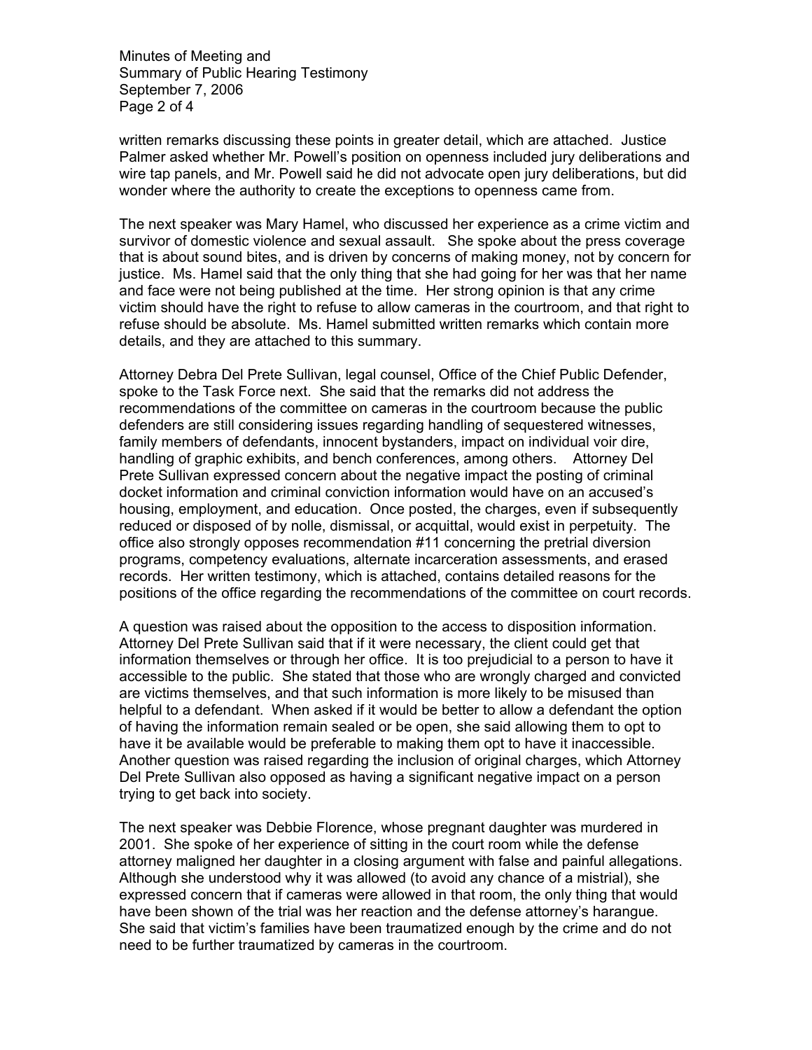written remarks discussing these points in greater detail, which are attached. Justice Palmer asked whether Mr. Powell's position on openness included jury deliberations and wire tap panels, and Mr. Powell said he did not advocate open jury deliberations, but did wonder where the authority to create the exceptions to openness came from.

The next speaker was Mary Hamel, who discussed her experience as a crime victim and survivor of domestic violence and sexual assault. She spoke about the press coverage that is about sound bites, and is driven by concerns of making money, not by concern for justice. Ms. Hamel said that the only thing that she had going for her was that her name and face were not being published at the time. Her strong opinion is that any crime victim should have the right to refuse to allow cameras in the courtroom, and that right to refuse should be absolute. Ms. Hamel submitted written remarks which contain more details, and they are attached to this summary.

Attorney Debra Del Prete Sullivan, legal counsel, Office of the Chief Public Defender, spoke to the Task Force next. She said that the remarks did not address the recommendations of the committee on cameras in the courtroom because the public defenders are still considering issues regarding handling of sequestered witnesses, family members of defendants, innocent bystanders, impact on individual voir dire, handling of graphic exhibits, and bench conferences, among others. Attorney Del Prete Sullivan expressed concern about the negative impact the posting of criminal docket information and criminal conviction information would have on an accused's housing, employment, and education. Once posted, the charges, even if subsequently reduced or disposed of by nolle, dismissal, or acquittal, would exist in perpetuity. The office also strongly opposes recommendation #11 concerning the pretrial diversion programs, competency evaluations, alternate incarceration assessments, and erased records. Her written testimony, which is attached, contains detailed reasons for the positions of the office regarding the recommendations of the committee on court records.

A question was raised about the opposition to the access to disposition information. Attorney Del Prete Sullivan said that if it were necessary, the client could get that information themselves or through her office. It is too prejudicial to a person to have it accessible to the public. She stated that those who are wrongly charged and convicted are victims themselves, and that such information is more likely to be misused than helpful to a defendant. When asked if it would be better to allow a defendant the option of having the information remain sealed or be open, she said allowing them to opt to have it be available would be preferable to making them opt to have it inaccessible. Another question was raised regarding the inclusion of original charges, which Attorney Del Prete Sullivan also opposed as having a significant negative impact on a person trying to get back into society.

The next speaker was Debbie Florence, whose pregnant daughter was murdered in 2001. She spoke of her experience of sitting in the court room while the defense attorney maligned her daughter in a closing argument with false and painful allegations. Although she understood why it was allowed (to avoid any chance of a mistrial), she expressed concern that if cameras were allowed in that room, the only thing that would have been shown of the trial was her reaction and the defense attorney's harangue. She said that victim's families have been traumatized enough by the crime and do not need to be further traumatized by cameras in the courtroom.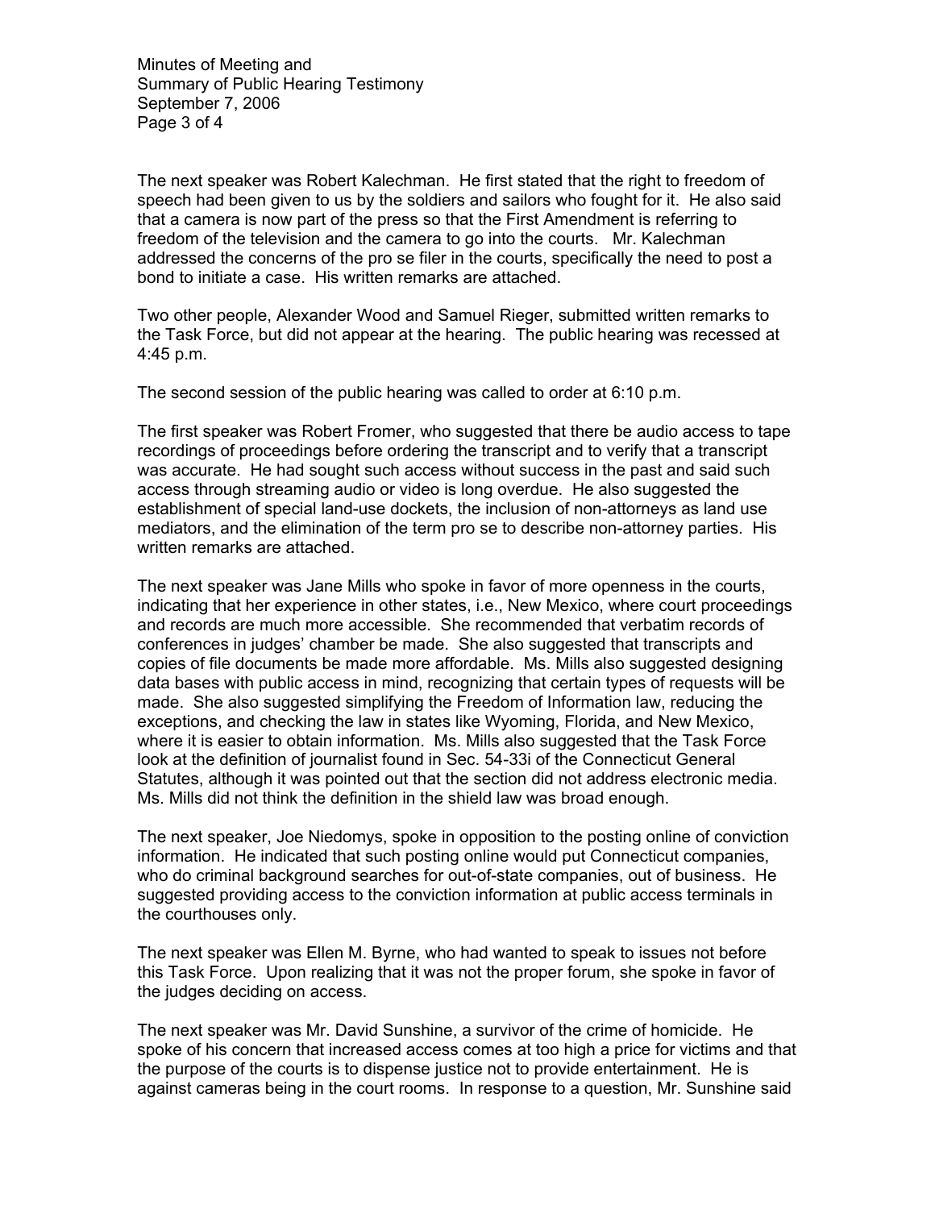The next speaker was Robert Kalechman. He first stated that the right to freedom of speech had been given to us by the soldiers and sailors who fought for it. He also said that a camera is now part of the press so that the First Amendment is referring to freedom of the television and the camera to go into the courts. Mr. Kalechman addressed the concerns of the pro se filer in the courts, specifically the need to post a bond to initiate a case. His written remarks are attached.

Two other people, Alexander Wood and Samuel Rieger, submitted written remarks to the Task Force, but did not appear at the hearing. The public hearing was recessed at 4:45 p.m.

The second session of the public hearing was called to order at 6:10 p.m.

The first speaker was Robert Fromer, who suggested that there be audio access to tape recordings of proceedings before ordering the transcript and to verify that a transcript was accurate. He had sought such access without success in the past and said such access through streaming audio or video is long overdue. He also suggested the establishment of special land-use dockets, the inclusion of non-attorneys as land use mediators, and the elimination of the term pro se to describe non-attorney parties. His written remarks are attached.

The next speaker was Jane Mills who spoke in favor of more openness in the courts, indicating that her experience in other states, i.e., New Mexico, where court proceedings and records are much more accessible. She recommended that verbatim records of conferences in judges' chamber be made. She also suggested that transcripts and copies of file documents be made more affordable. Ms. Mills also suggested designing data bases with public access in mind, recognizing that certain types of requests will be made. She also suggested simplifying the Freedom of Information law, reducing the exceptions, and checking the law in states like Wyoming, Florida, and New Mexico, where it is easier to obtain information. Ms. Mills also suggested that the Task Force look at the definition of journalist found in Sec. 54-33i of the Connecticut General Statutes, although it was pointed out that the section did not address electronic media. Ms. Mills did not think the definition in the shield law was broad enough.

The next speaker, Joe Niedomys, spoke in opposition to the posting online of conviction information. He indicated that such posting online would put Connecticut companies, who do criminal background searches for out-of-state companies, out of business. He suggested providing access to the conviction information at public access terminals in the courthouses only.

The next speaker was Ellen M. Byrne, who had wanted to speak to issues not before this Task Force. Upon realizing that it was not the proper forum, she spoke in favor of the judges deciding on access.

The next speaker was Mr. David Sunshine, a survivor of the crime of homicide. He spoke of his concern that increased access comes at too high a price for victims and that the purpose of the courts is to dispense justice not to provide entertainment. He is against cameras being in the court rooms. In response to a question, Mr. Sunshine said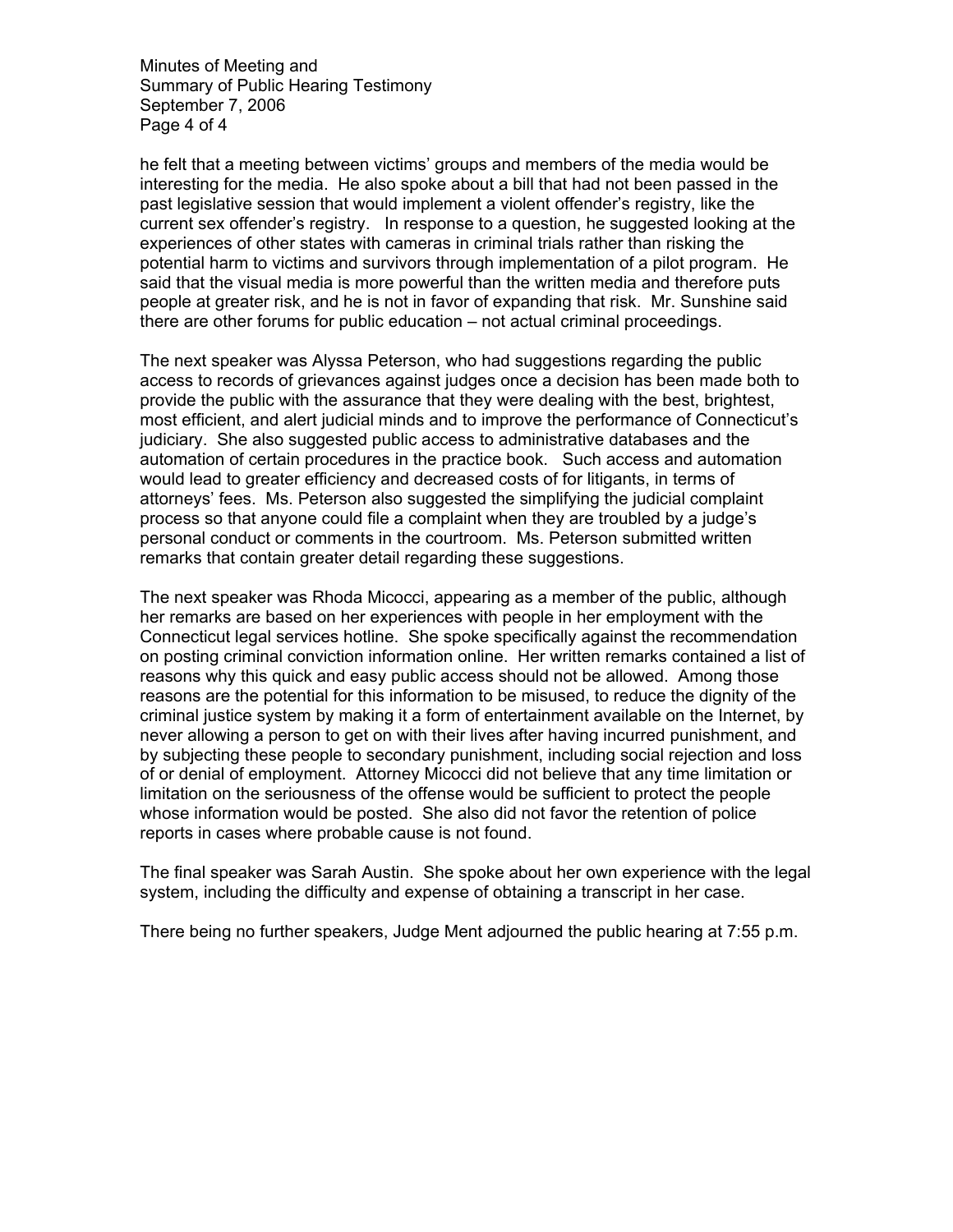he felt that a meeting between victims' groups and members of the media would be interesting for the media. He also spoke about a bill that had not been passed in the past legislative session that would implement a violent offender's registry, like the current sex offender's registry. In response to a question, he suggested looking at the experiences of other states with cameras in criminal trials rather than risking the potential harm to victims and survivors through implementation of a pilot program. He said that the visual media is more powerful than the written media and therefore puts people at greater risk, and he is not in favor of expanding that risk. Mr. Sunshine said there are other forums for public education – not actual criminal proceedings.

The next speaker was Alyssa Peterson, who had suggestions regarding the public access to records of grievances against judges once a decision has been made both to provide the public with the assurance that they were dealing with the best, brightest, most efficient, and alert judicial minds and to improve the performance of Connecticut's judiciary. She also suggested public access to administrative databases and the automation of certain procedures in the practice book. Such access and automation would lead to greater efficiency and decreased costs of for litigants, in terms of attorneys' fees. Ms. Peterson also suggested the simplifying the judicial complaint process so that anyone could file a complaint when they are troubled by a judge's personal conduct or comments in the courtroom. Ms. Peterson submitted written remarks that contain greater detail regarding these suggestions.

The next speaker was Rhoda Micocci, appearing as a member of the public, although her remarks are based on her experiences with people in her employment with the Connecticut legal services hotline. She spoke specifically against the recommendation on posting criminal conviction information online. Her written remarks contained a list of reasons why this quick and easy public access should not be allowed. Among those reasons are the potential for this information to be misused, to reduce the dignity of the criminal justice system by making it a form of entertainment available on the Internet, by never allowing a person to get on with their lives after having incurred punishment, and by subjecting these people to secondary punishment, including social rejection and loss of or denial of employment. Attorney Micocci did not believe that any time limitation or limitation on the seriousness of the offense would be sufficient to protect the people whose information would be posted. She also did not favor the retention of police reports in cases where probable cause is not found.

The final speaker was Sarah Austin. She spoke about her own experience with the legal system, including the difficulty and expense of obtaining a transcript in her case.

There being no further speakers, Judge Ment adjourned the public hearing at 7:55 p.m.